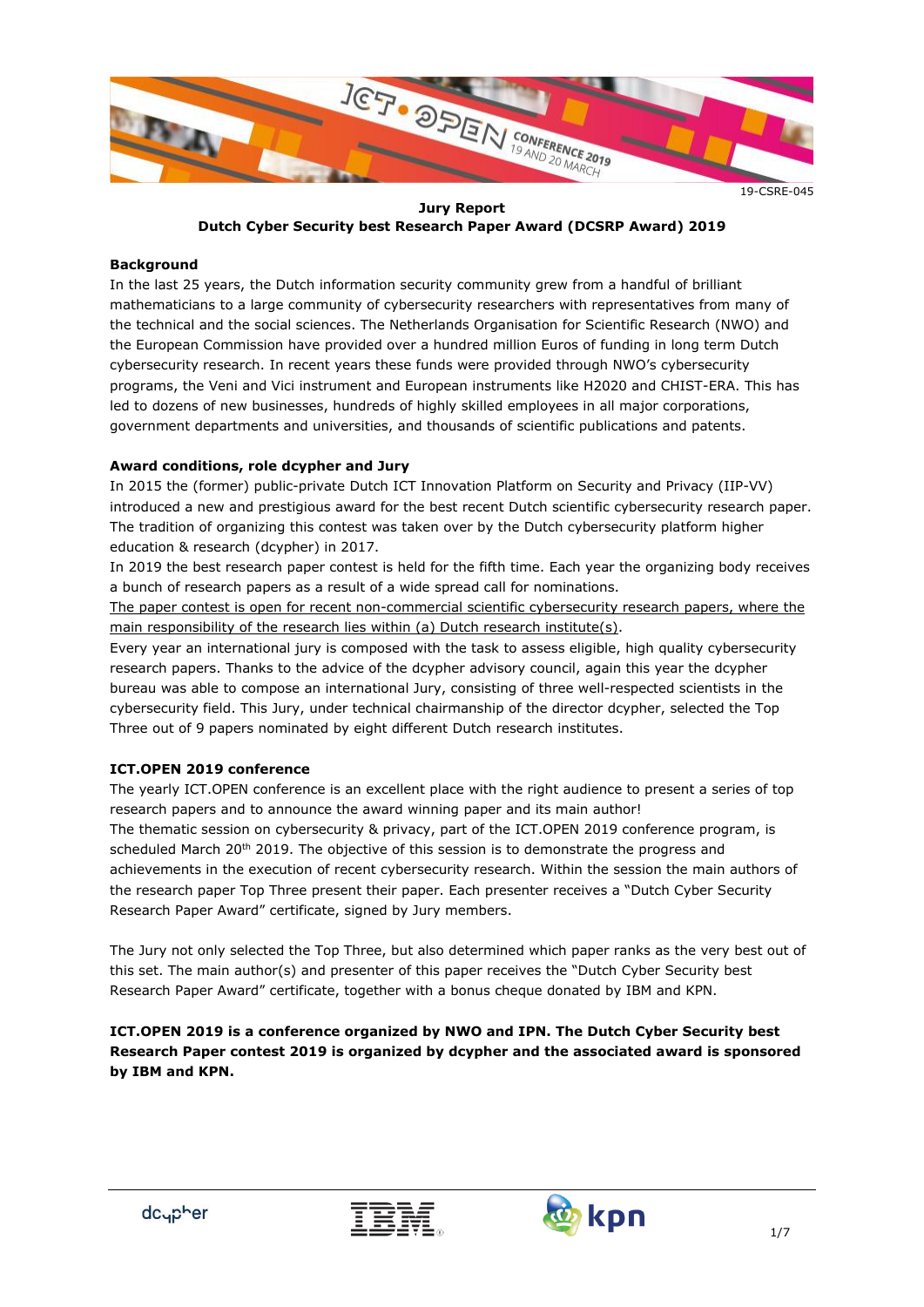19-CSRE-045

**Jury Report**
**Dutch Cyber Security best Research Paper Award (DCSRP Award) 2019**

**Background**

In the last 25 years, the Dutch information security community grew from a handful of brilliant mathematicians to a large community of cybersecurity researchers with representatives from many of the technical and the social sciences. The Netherlands Organisation for Scientific Research (NWO) and the European Commission have provided over a hundred million Euros of funding in long term Dutch cybersecurity research. In recent years these funds were provided through NWO's cybersecurity programs, the Veni and Vici instrument and European instruments like H2020 and CHIST-ERA. This has led to dozens of new businesses, hundreds of highly skilled employees in all major corporations, government departments and universities, and thousands of scientific publications and patents.

**Award conditions, role dcypher and Jury**

In 2015 the (former) public-private Dutch ICT Innovation Platform on Security and Privacy (IIP-VV) introduced a new and prestigious award for the best recent Dutch scientific cybersecurity research paper. The tradition of organizing this contest was taken over by the Dutch cybersecurity platform higher education & research (dcypher) in 2017.

In 2019 the best research paper contest is held for the fifth time. Each year the organizing body receives a bunch of research papers as a result of a wide spread call for nominations.

<u>The paper contest is open for recent non-commercial scientific cybersecurity research papers, where the main responsibility of the research lies within (a) Dutch research institute(s).</u>

Every year an international jury is composed with the task to assess eligible, high quality cybersecurity research papers. Thanks to the advice of the dcypher advisory council, again this year the dcypher bureau was able to compose an international Jury, consisting of three well-respected scientists in the cybersecurity field. This Jury, under technical chairmanship of the director dcypher, selected the Top Three out of 9 papers nominated by eight different Dutch research institutes.

**ICT.OPEN 2019 conference**

The yearly ICT.OPEN conference is an excellent place with the right audience to present a series of top research papers and to announce the award winning paper and its main author!

The thematic session on cybersecurity & privacy, part of the ICT.OPEN 2019 conference program, is scheduled March 20th 2019. The objective of this session is to demonstrate the progress and achievements in the execution of recent cybersecurity research. Within the session the main authors of the research paper Top Three present their paper. Each presenter receives a "Dutch Cyber Security Research Paper Award" certificate, signed by Jury members.

The Jury not only selected the Top Three, but also determined which paper ranks as the very best out of this set. The main author(s) and presenter of this paper receives the "Dutch Cyber Security best Research Paper Award" certificate, together with a bonus cheque donated by IBM and KPN.

**ICT.OPEN 2019 is a conference organized by NWO and IPN. The Dutch Cyber Security best Research Paper contest 2019 is organized by dcypher and the associated award is sponsored by IBM and KPN.**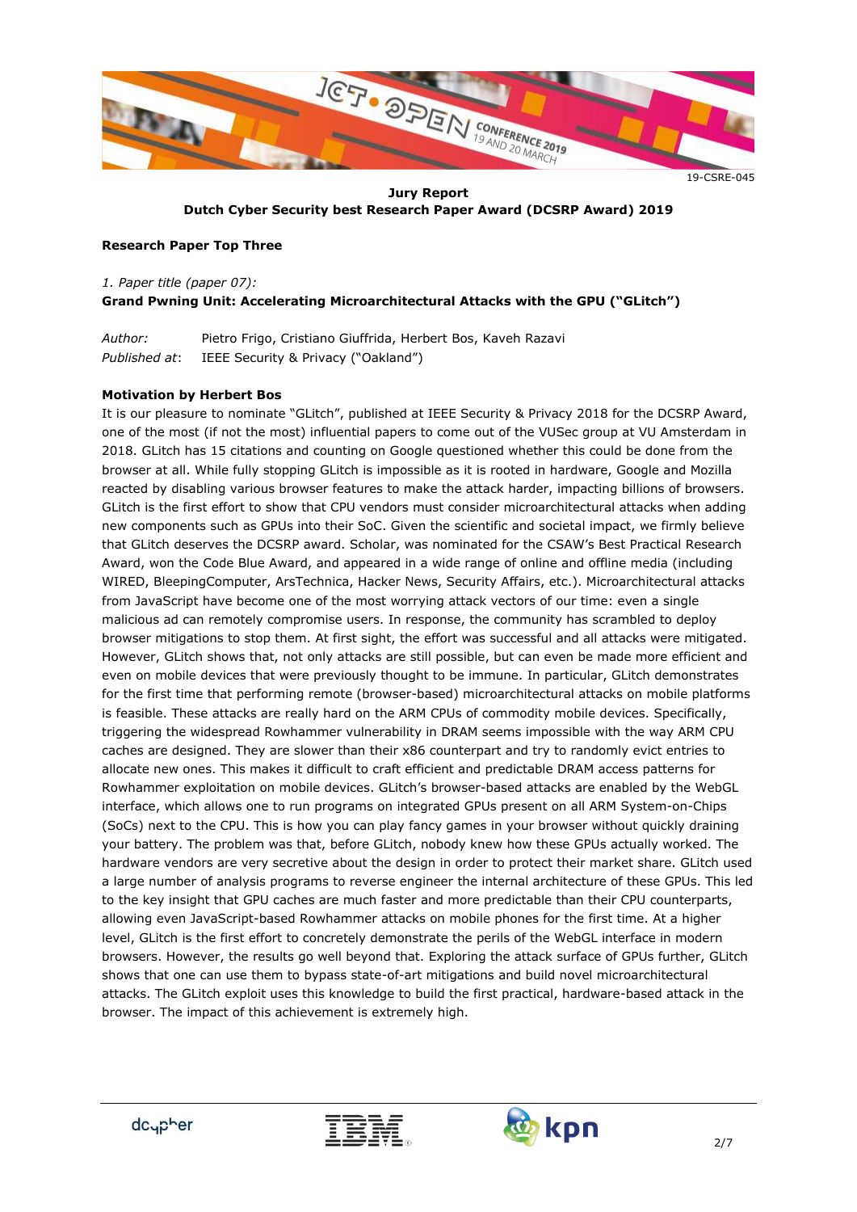19-CSRE-045

**Jury Report**
**Dutch Cyber Security best Research Paper Award (DCSRP Award) 2019**

**Research Paper Top Three**

*1. Paper title (paper 07):*
**Grand Pwning Unit: Accelerating Microarchitectural Attacks with the GPU ("GLitch")**

*Author:* Pietro Frigo, Cristiano Giuffrida, Herbert Bos, Kaveh Razavi
*Published at*: IEEE Security & Privacy ("Oakland")

**Motivation by Herbert Bos**

It is our pleasure to nominate "GLitch", published at IEEE Security & Privacy 2018 for the DCSRP Award, one of the most (if not the most) influential papers to come out of the VUSec group at VU Amsterdam in 2018. GLitch has 15 citations and counting on Google questioned whether this could be done from the browser at all. While fully stopping GLitch is impossible as it is rooted in hardware, Google and Mozilla reacted by disabling various browser features to make the attack harder, impacting billions of browsers. GLitch is the first effort to show that CPU vendors must consider microarchitectural attacks when adding new components such as GPUs into their SoC. Given the scientific and societal impact, we firmly believe that GLitch deserves the DCSRP award. Scholar, was nominated for the CSAW's Best Practical Research Award, won the Code Blue Award, and appeared in a wide range of online and offline media (including WIRED, BleepingComputer, ArsTechnica, Hacker News, Security Affairs, etc.). Microarchitectural attacks from JavaScript have become one of the most worrying attack vectors of our time: even a single malicious ad can remotely compromise users. In response, the community has scrambled to deploy browser mitigations to stop them. At first sight, the effort was successful and all attacks were mitigated. However, GLitch shows that, not only attacks are still possible, but can even be made more efficient and even on mobile devices that were previously thought to be immune. In particular, GLitch demonstrates for the first time that performing remote (browser-based) microarchitectural attacks on mobile platforms is feasible. These attacks are really hard on the ARM CPUs of commodity mobile devices. Specifically, triggering the widespread Rowhammer vulnerability in DRAM seems impossible with the way ARM CPU caches are designed. They are slower than their x86 counterpart and try to randomly evict entries to allocate new ones. This makes it difficult to craft efficient and predictable DRAM access patterns for Rowhammer exploitation on mobile devices. GLitch's browser-based attacks are enabled by the WebGL interface, which allows one to run programs on integrated GPUs present on all ARM System-on-Chips (SoCs) next to the CPU. This is how you can play fancy games in your browser without quickly draining your battery. The problem was that, before GLitch, nobody knew how these GPUs actually worked. The hardware vendors are very secretive about the design in order to protect their market share. GLitch used a large number of analysis programs to reverse engineer the internal architecture of these GPUs. This led to the key insight that GPU caches are much faster and more predictable than their CPU counterparts, allowing even JavaScript-based Rowhammer attacks on mobile phones for the first time. At a higher level, GLitch is the first effort to concretely demonstrate the perils of the WebGL interface in modern browsers. However, the results go well beyond that. Exploring the attack surface of GPUs further, GLitch shows that one can use them to bypass state-of-art mitigations and build novel microarchitectural attacks. The GLitch exploit uses this knowledge to build the first practical, hardware-based attack in the browser. The impact of this achievement is extremely high.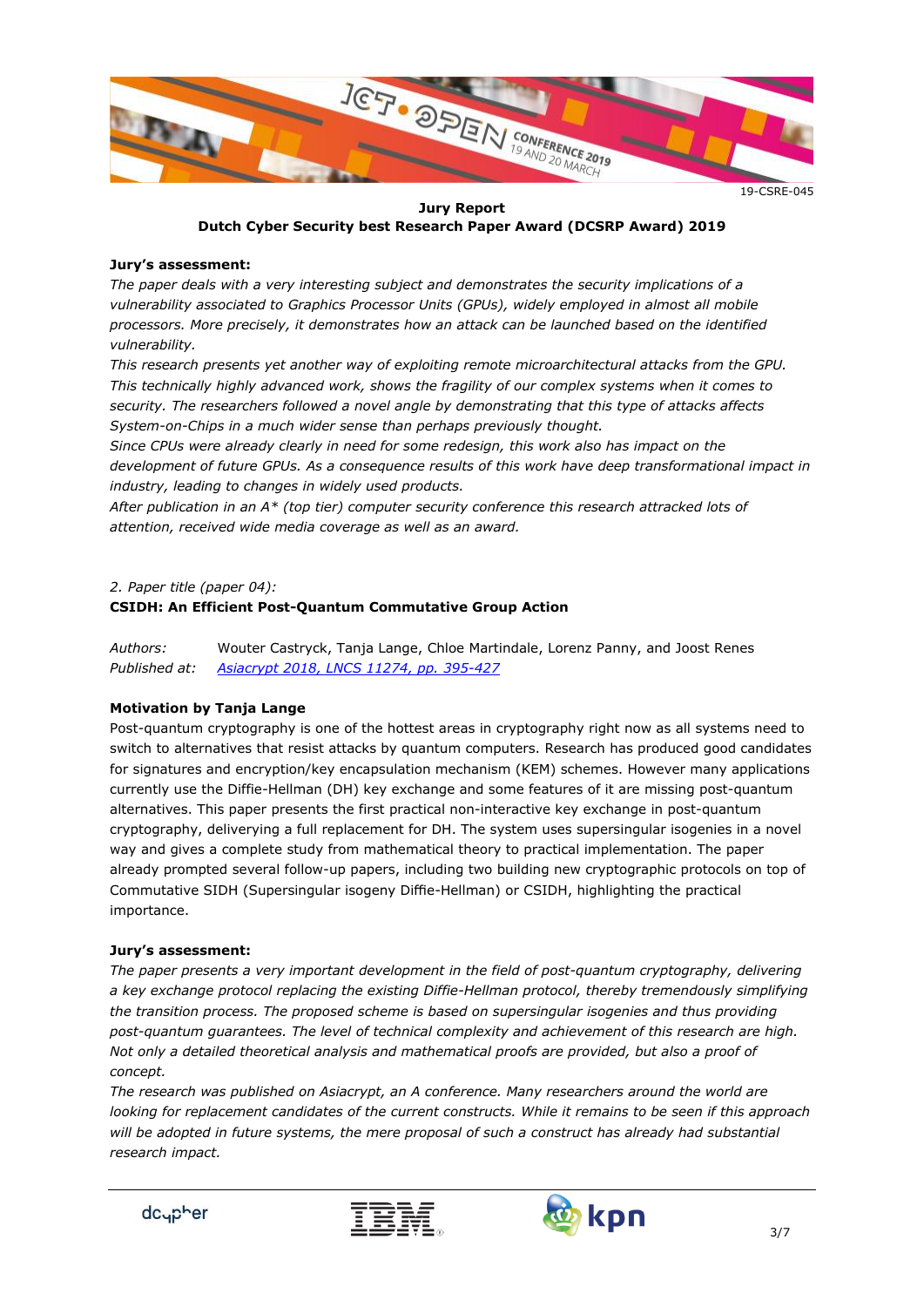19-CSRE-045

**Jury Report**
**Dutch Cyber Security best Research Paper Award (DCSRP Award) 2019**

**Jury's assessment:**

*The paper deals with a very interesting subject and demonstrates the security implications of a vulnerability associated to Graphics Processor Units (GPUs), widely employed in almost all mobile processors. More precisely, it demonstrates how an attack can be launched based on the identified vulnerability.*
*This research presents yet another way of exploiting remote microarchitectural attacks from the GPU. This technically highly advanced work, shows the fragility of our complex systems when it comes to security. The researchers followed a novel angle by demonstrating that this type of attacks affects System-on-Chips in a much wider sense than perhaps previously thought.*
*Since CPUs were already clearly in need for some redesign, this work also has impact on the development of future GPUs. As a consequence results of this work have deep transformational impact in industry, leading to changes in widely used products.*
*After publication in an A\* (top tier) computer security conference this research attracted lots of attention, received wide media coverage as well as an award.*

*2. Paper title (paper 04):*
**CSIDH: An Efficient Post-Quantum Commutative Group Action**

*Authors:* Wouter Castryck, Tanja Lange, Chloe Martindale, Lorenz Panny, and Joost Renes
*Published at:* *Asiacrypt 2018, LNCS 11274, pp. 395-427*

**Motivation by Tanja Lange**

Post-quantum cryptography is one of the hottest areas in cryptography right now as all systems need to switch to alternatives that resist attacks by quantum computers. Research has produced good candidates for signatures and encryption/key encapsulation mechanism (KEM) schemes. However many applications currently use the Diffie-Hellman (DH) key exchange and some features of it are missing post-quantum alternatives. This paper presents the first practical non-interactive key exchange in post-quantum cryptography, deliverying a full replacement for DH. The system uses supersingular isogenies in a novel way and gives a complete study from mathematical theory to practical implementation. The paper already prompted several follow-up papers, including two building new cryptographic protocols on top of Commutative SIDH (Supersingular isogeny Diffie-Hellman) or CSIDH, highlighting the practical importance.

**Jury's assessment:**

*The paper presents a very important development in the field of post-quantum cryptography, delivering a key exchange protocol replacing the existing Diffie-Hellman protocol, thereby tremendously simplifying the transition process. The proposed scheme is based on supersingular isogenies and thus providing post-quantum guarantees. The level of technical complexity and achievement of this research are high. Not only a detailed theoretical analysis and mathematical proofs are provided, but also a proof of concept.*
*The research was published on Asiacrypt, an A conference. Many researchers around the world are looking for replacement candidates of the current constructs. While it remains to be seen if this approach will be adopted in future systems, the mere proposal of such a construct has already had substantial research impact.*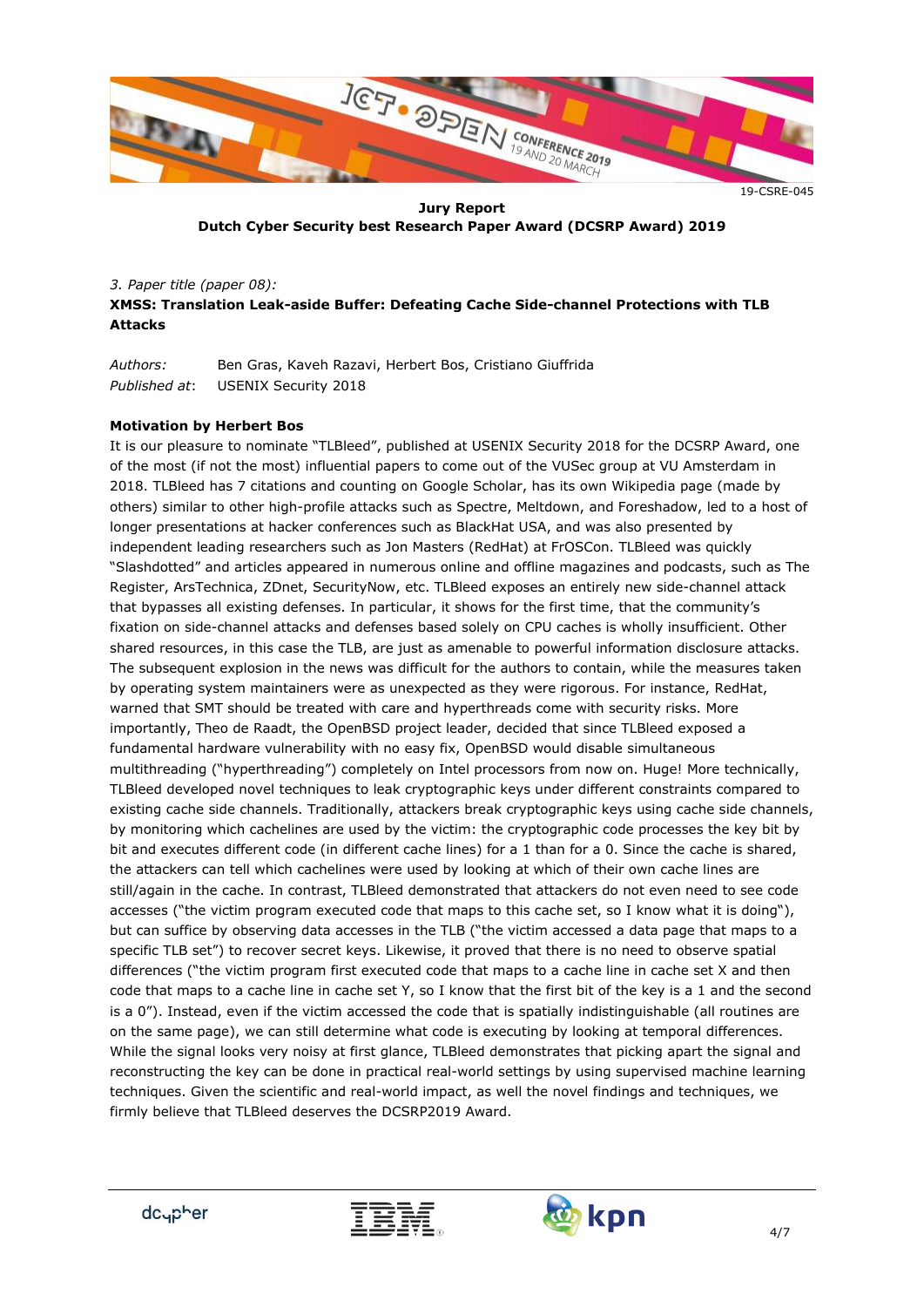19-CSRE-045

**Jury Report**
**Dutch Cyber Security best Research Paper Award (DCSRP Award) 2019**

*3. Paper title (paper 08):*
**XMSS: Translation Leak-aside Buffer: Defeating Cache Side-channel Protections with TLB Attacks**

*Authors:* Ben Gras, Kaveh Razavi, Herbert Bos, Cristiano Giuffrida
*Published at*: USENIX Security 2018

**Motivation by Herbert Bos**

It is our pleasure to nominate "TLBleed", published at USENIX Security 2018 for the DCSRP Award, one of the most (if not the most) influential papers to come out of the VUSec group at VU Amsterdam in 2018. TLBleed has 7 citations and counting on Google Scholar, has its own Wikipedia page (made by others) similar to other high-profile attacks such as Spectre, Meltdown, and Foreshadow, led to a host of longer presentations at hacker conferences such as BlackHat USA, and was also presented by independent leading researchers such as Jon Masters (RedHat) at FrOSCon. TLBleed was quickly "Slashdotted" and articles appeared in numerous online and offline magazines and podcasts, such as The Register, ArsTechnica, ZDnet, SecurityNow, etc. TLBleed exposes an entirely new side-channel attack that bypasses all existing defenses. In particular, it shows for the first time, that the community's fixation on side-channel attacks and defenses based solely on CPU caches is wholly insufficient. Other shared resources, in this case the TLB, are just as amenable to powerful information disclosure attacks. The subsequent explosion in the news was difficult for the authors to contain, while the measures taken by operating system maintainers were as unexpected as they were rigorous. For instance, RedHat, warned that SMT should be treated with care and hyperthreads come with security risks. More importantly, Theo de Raadt, the OpenBSD project leader, decided that since TLBleed exposed a fundamental hardware vulnerability with no easy fix, OpenBSD would disable simultaneous multithreading ("hyperthreading") completely on Intel processors from now on. Huge! More technically, TLBleed developed novel techniques to leak cryptographic keys under different constraints compared to existing cache side channels. Traditionally, attackers break cryptographic keys using cache side channels, by monitoring which cachelines are used by the victim: the cryptographic code processes the key bit by bit and executes different code (in different cache lines) for a 1 than for a 0. Since the cache is shared, the attackers can tell which cachelines were used by looking at which of their own cache lines are still/again in the cache. In contrast, TLBleed demonstrated that attackers do not even need to see code accesses ("the victim program executed code that maps to this cache set, so I know what it is doing"), but can suffice by observing data accesses in the TLB ("the victim accessed a data page that maps to a specific TLB set") to recover secret keys. Likewise, it proved that there is no need to observe spatial differences ("the victim program first executed code that maps to a cache line in cache set X and then code that maps to a cache line in cache set Y, so I know that the first bit of the key is a 1 and the second is a 0"). Instead, even if the victim accessed the code that is spatially indistinguishable (all routines are on the same page), we can still determine what code is executing by looking at temporal differences. While the signal looks very noisy at first glance, TLBleed demonstrates that picking apart the signal and reconstructing the key can be done in practical real-world settings by using supervised machine learning techniques. Given the scientific and real-world impact, as well the novel findings and techniques, we firmly believe that TLBleed deserves the DCSRP2019 Award.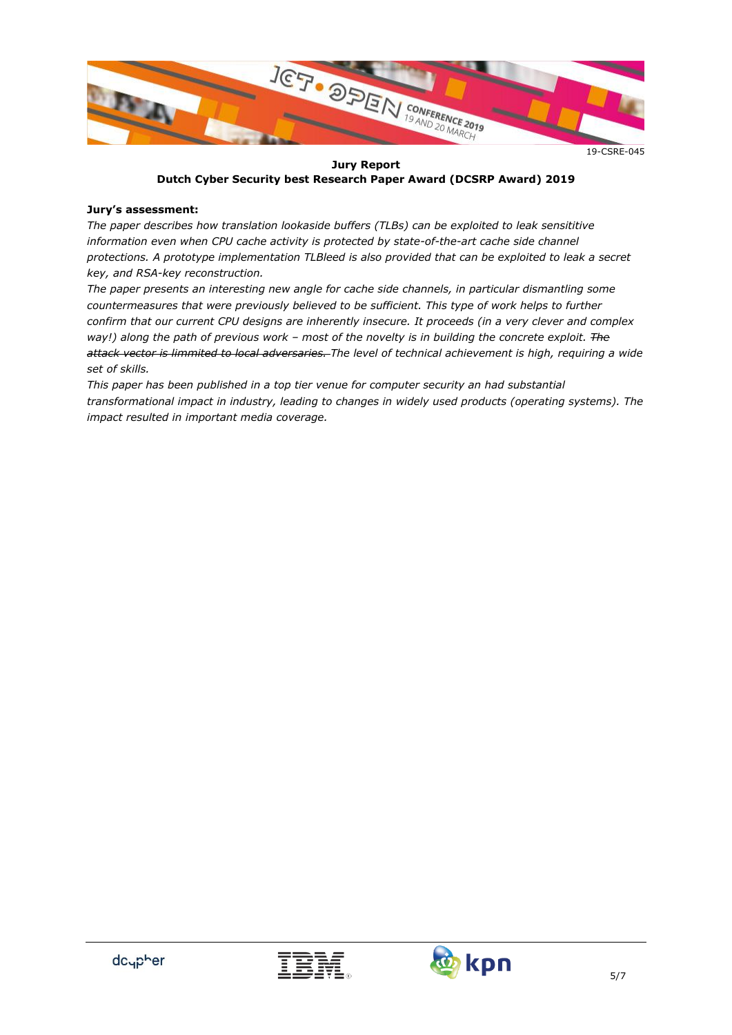19-CSRE-045

**Jury Report**
**Dutch Cyber Security best Research Paper Award (DCSRP Award) 2019**

**Jury's assessment:**

*The paper describes how translation lookaside buffers (TLBs) can be exploited to leak sensititive information even when CPU cache activity is protected by state-of-the-art cache side channel protections. A prototype implementation TLBleed is also provided that can be exploited to leak a secret key, and RSA-key reconstruction.*

*The paper presents an interesting new angle for cache side channels, in particular dismantling some countermeasures that were previously believed to be sufficient. This type of work helps to further confirm that our current CPU designs are inherently insecure. It proceeds (in a very clever and complex way!) along the path of previous work – most of the novelty is in building the concrete exploit. ~~The attack vector is limmited to local adversaries.~~ The level of technical achievement is high, requiring a wide set of skills.*

*This paper has been published in a top tier venue for computer security an had substantial transformational impact in industry, leading to changes in widely used products (operating systems). The impact resulted in important media coverage.*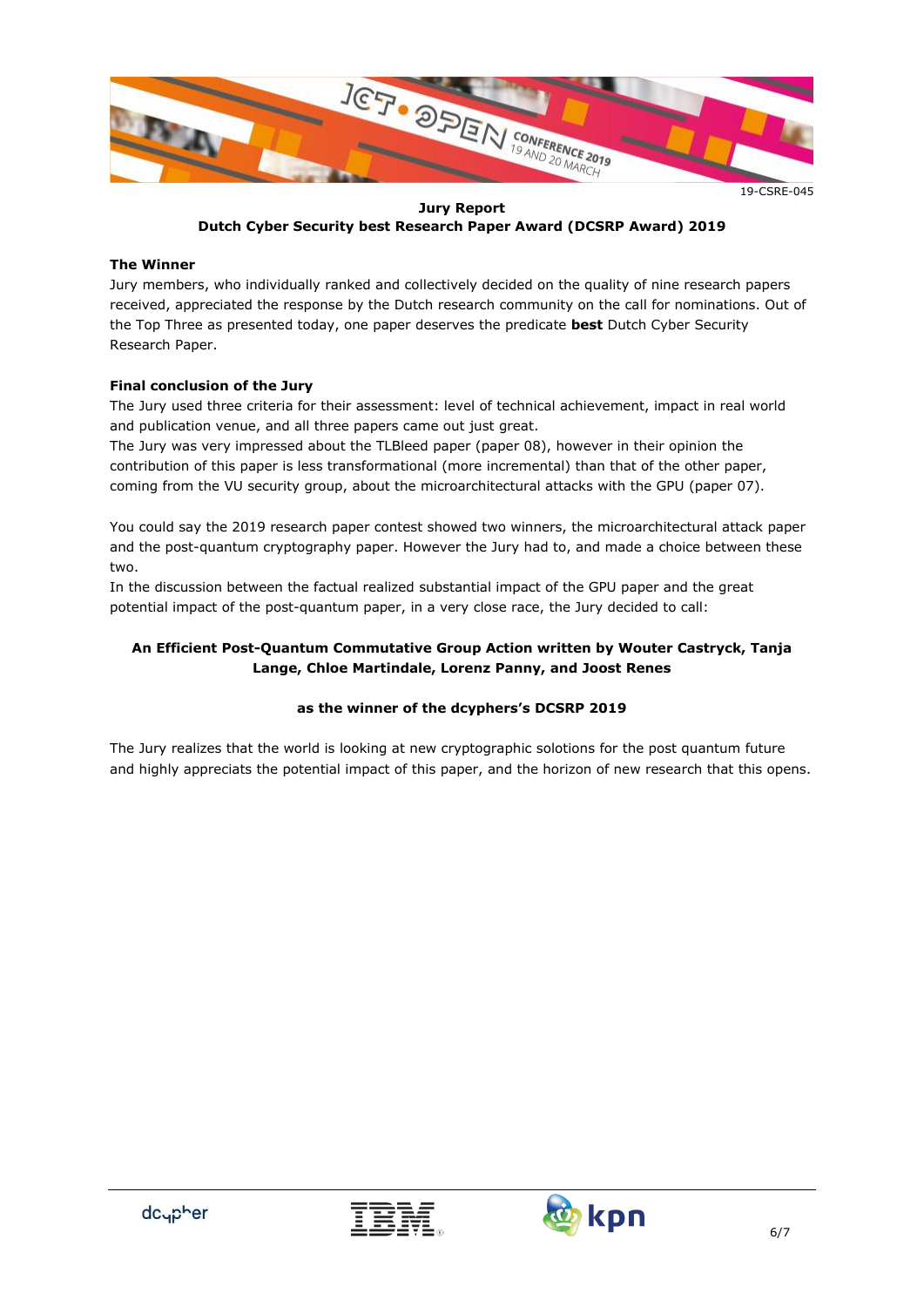19-CSRE-045

**Jury Report**
**Dutch Cyber Security best Research Paper Award (DCSRP Award) 2019**

### The Winner

Jury members, who individually ranked and collectively decided on the quality of nine research papers received, appreciated the response by the Dutch research community on the call for nominations. Out of the Top Three as presented today, one paper deserves the predicate **best** Dutch Cyber Security Research Paper.

### Final conclusion of the Jury

The Jury used three criteria for their assessment: level of technical achievement, impact in real world and publication venue, and all three papers came out just great.
The Jury was very impressed about the TLBleed paper (paper 08), however in their opinion the contribution of this paper is less transformational (more incremental) than that of the other paper, coming from the VU security group, about the microarchitectural attacks with the GPU (paper 07).

You could say the 2019 research paper contest showed two winners, the microarchitectural attack paper and the post-quantum cryptography paper. However the Jury had to, and made a choice between these two.
In the discussion between the factual realized substantial impact of the GPU paper and the great potential impact of the post-quantum paper, in a very close race, the Jury decided to call:

**An Efficient Post-Quantum Commutative Group Action written by Wouter Castryck, Tanja Lange, Chloe Martindale, Lorenz Panny, and Joost Renes**

**as the winner of the dcyphers's DCSRP 2019**

The Jury realizes that the world is looking at new cryptographic solotions for the post quantum future and highly appreciats the potential impact of this paper, and the horizon of new research that this opens.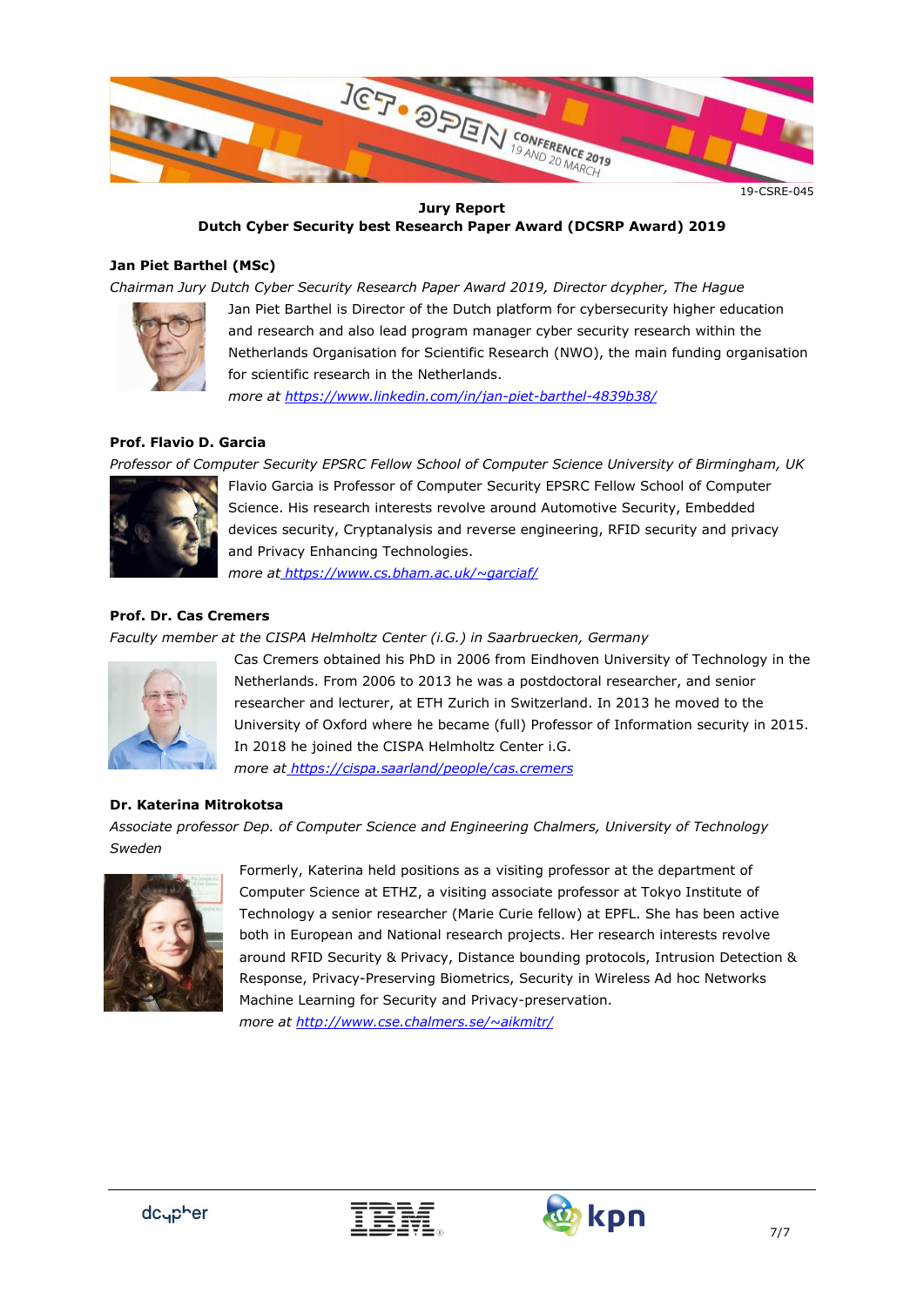19-CSRE-045

**Jury Report**
**Dutch Cyber Security best Research Paper Award (DCSRP Award) 2019**

### Jan Piet Barthel (MSc)

*Chairman Jury Dutch Cyber Security Research Paper Award 2019, Director dcypher, The Hague*

Jan Piet Barthel is Director of the Dutch platform for cybersecurity higher education and research and also lead program manager cyber security research within the Netherlands Organisation for Scientific Research (NWO), the main funding organisation for scientific research in the Netherlands.
*more at https://www.linkedin.com/in/jan-piet-barthel-4839b38/*

### Prof. Flavio D. Garcia

*Professor of Computer Security EPSRC Fellow School of Computer Science University of Birmingham, UK*

Flavio Garcia is Professor of Computer Security EPSRC Fellow School of Computer Science. His research interests revolve around Automotive Security, Embedded devices security, Cryptanalysis and reverse engineering, RFID security and privacy and Privacy Enhancing Technologies.
*more at https://www.cs.bham.ac.uk/~garciaf/*

### Prof. Dr. Cas Cremers

*Faculty member at the CISPA Helmholtz Center (i.G.) in Saarbruecken, Germany*

Cas Cremers obtained his PhD in 2006 from Eindhoven University of Technology in the Netherlands. From 2006 to 2013 he was a postdoctoral researcher, and senior researcher and lecturer, at ETH Zurich in Switzerland. In 2013 he moved to the University of Oxford where he became (full) Professor of Information security in 2015. In 2018 he joined the CISPA Helmholtz Center i.G.
*more at https://cispa.saarland/people/cas.cremers*

### Dr. Katerina Mitrokotsa

*Associate professor Dep. of Computer Science and Engineering Chalmers, University of Technology Sweden*

Formerly, Katerina held positions as a visiting professor at the department of Computer Science at ETHZ, a visiting associate professor at Tokyo Institute of Technology a senior researcher (Marie Curie fellow) at EPFL. She has been active both in European and National research projects. Her research interests revolve around RFID Security & Privacy, Distance bounding protocols, Intrusion Detection & Response, Privacy-Preserving Biometrics, Security in Wireless Ad hoc Networks Machine Learning for Security and Privacy-preservation.
*more at http://www.cse.chalmers.se/~aikmitr/*